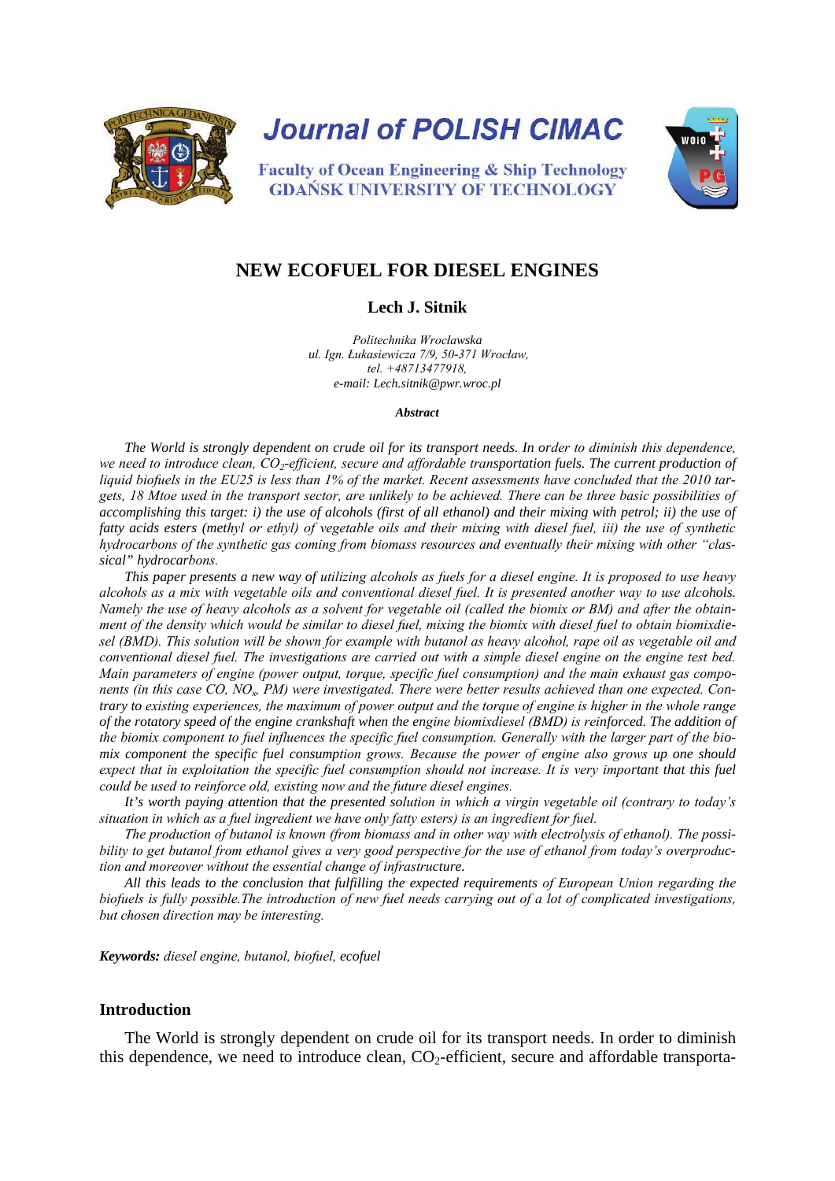Journal of POLISH CIMAC

Faculty of Ocean Engineering & Ship Technology
GDAŃSK UNIVERSITY OF TECHNOLOGY

# NEW ECOFUEL FOR DIESEL ENGINES

**Lech J. Sitnik**

*Politechnika Wrocławska*
*ul. Ign. Łukasiewicza 7/9, 50-371 Wrocław,*
*tel. +48713477918,*
*e-mail: Lech.sitnik@pwr.wroc.pl*

***Abstract***

*The World is strongly dependent on crude oil for its transport needs. In order to diminish this dependence, we need to introduce clean, $CO_2$-efficient, secure and affordable transportation fuels. The current production of liquid biofuels in the EU25 is less than 1% of the market. Recent assessments have concluded that the 2010 targets, 18 Mtoe used in the transport sector, are unlikely to be achieved. There can be three basic possibilities of accomplishing this target: i) the use of alcohols (first of all ethanol) and their mixing with petrol; ii) the use of fatty acids esters (methyl or ethyl) of vegetable oils and their mixing with diesel fuel, iii) the use of synthetic hydrocarbons of the synthetic gas coming from biomass resources and eventually their mixing with other "classical" hydrocarbons.*

*This paper presents a new way of utilizing alcohols as fuels for a diesel engine. It is proposed to use heavy alcohols as a mix with vegetable oils and conventional diesel fuel. It is presented another way to use alcohols. Namely the use of heavy alcohols as a solvent for vegetable oil (called the biomix or BM) and after the obtainment of the density which would be similar to diesel fuel, mixing the biomix with diesel fuel to obtain biomixdiesel (BMD). This solution will be shown for example with butanol as heavy alcohol, rape oil as vegetable oil and conventional diesel fuel. The investigations are carried out with a simple diesel engine on the engine test bed. Main parameters of engine (power output, torque, specific fuel consumption) and the main exhaust gas components (in this case CO, $NO_x$, PM) were investigated. There were better results achieved than one expected. Contrary to existing experiences, the maximum of power output and the torque of engine is higher in the whole range of the rotatory speed of the engine crankshaft when the engine biomixdiesel (BMD) is reinforced. The addition of the biomix component to fuel influences the specific fuel consumption. Generally with the larger part of the biomix component the specific fuel consumption grows. Because the power of engine also grows up one should expect that in exploitation the specific fuel consumption should not increase. It is very important that this fuel could be used to reinforce old, existing now and the future diesel engines.*

*It's worth paying attention that the presented solution in which a virgin vegetable oil (contrary to today's situation in which as a fuel ingredient we have only fatty esters) is an ingredient for fuel.*

*The production of butanol is known (from biomass and in other way with electrolysis of ethanol). The possibility to get butanol from ethanol gives a very good perspective for the use of ethanol from today's overproduction and moreover without the essential change of infrastructure.*

*All this leads to the conclusion that fulfilling the expected requirements of European Union regarding the biofuels is fully possible.The introduction of new fuel needs carrying out of a lot of complicated investigations, but chosen direction may be interesting.*

***Keywords:*** *diesel engine, butanol, biofuel, ecofuel*

## Introduction

The World is strongly dependent on crude oil for its transport needs. In order to diminish this dependence, we need to introduce clean, $CO_2$-efficient, secure and affordable transporta-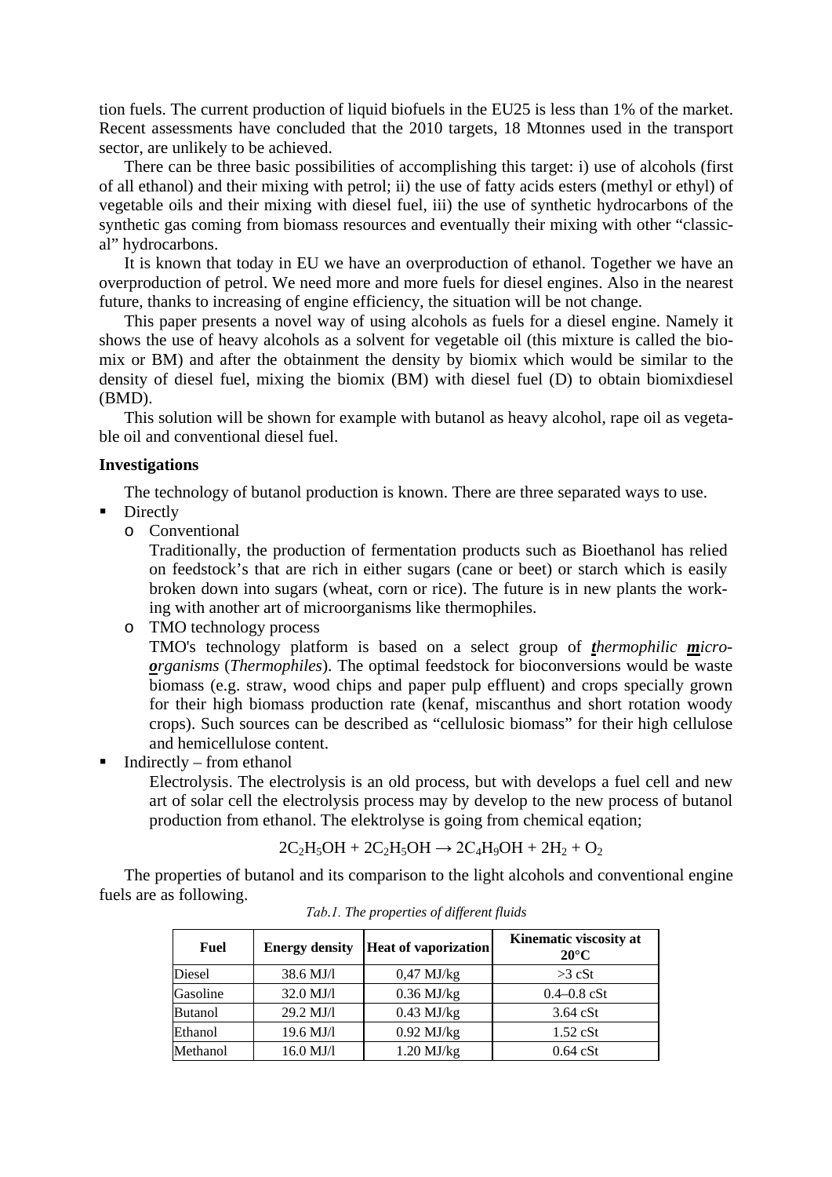tion fuels. The current production of liquid biofuels in the EU25 is less than 1% of the market. Recent assessments have concluded that the 2010 targets, 18 Mtonnes used in the transport sector, are unlikely to be achieved.

There can be three basic possibilities of accomplishing this target: i) use of alcohols (first of all ethanol) and their mixing with petrol; ii) the use of fatty acids esters (methyl or ethyl) of vegetable oils and their mixing with diesel fuel, iii) the use of synthetic hydrocarbons of the synthetic gas coming from biomass resources and eventually their mixing with other "classical" hydrocarbons.

It is known that today in EU we have an overproduction of ethanol. Together we have an overproduction of petrol. We need more and more fuels for diesel engines. Also in the nearest future, thanks to increasing of engine efficiency, the situation will be not change.

This paper presents a novel way of using alcohols as fuels for a diesel engine. Namely it shows the use of heavy alcohols as a solvent for vegetable oil (this mixture is called the biomix or BM) and after the obtainment the density by biomix which would be similar to the density of diesel fuel, mixing the biomix (BM) with diesel fuel (D) to obtain biomixdiesel (BMD).

This solution will be shown for example with butanol as heavy alcohol, rape oil as vegetable oil and conventional diesel fuel.

**Investigations**

The technology of butanol production is known. There are three separated ways to use.

- Directly
  - Conventional

    Traditionally, the production of fermentation products such as Bioethanol has relied on feedstock's that are rich in either sugars (cane or beet) or starch which is easily broken down into sugars (wheat, corn or rice). The future is in new plants the working with another art of microorganisms like thermophiles.
  - TMO technology process

    TMO's technology platform is based on a select group of ***t****hermophilic* ***m****icro-* ***o****rganisms* (*Thermophiles*). The optimal feedstock for bioconversions would be waste biomass (e.g. straw, wood chips and paper pulp effluent) and crops specially grown for their high biomass production rate (kenaf, miscanthus and short rotation woody crops). Such sources can be described as "cellulosic biomass" for their high cellulose and hemicellulose content.
- Indirectly – from ethanol

  Electrolysis. The electrolysis is an old process, but with develops a fuel cell and new art of solar cell the electrolysis process may by develop to the new process of butanol production from ethanol. The elektrolyse is going from chemical eqation;

$$2C_2H_5OH + 2C_2H_5OH \rightarrow 2C_4H_9OH + 2H_2 + O_2$$

The properties of butanol and its comparison to the light alcohols and conventional engine fuels are as following.

*Tab.1. The properties of different fluids*

| Fuel | Energy density | Heat of vaporization | Kinematic viscosity at 20°C |
|---|---|---|---|
| Diesel | 38.6 MJ/l | 0,47 MJ/kg | >3 cSt |
| Gasoline | 32.0 MJ/l | 0.36 MJ/kg | 0.4–0.8 cSt |
| Butanol | 29.2 MJ/l | 0.43 MJ/kg | 3.64 cSt |
| Ethanol | 19.6 MJ/l | 0.92 MJ/kg | 1.52 cSt |
| Methanol | 16.0 MJ/l | 1.20 MJ/kg | 0.64 cSt |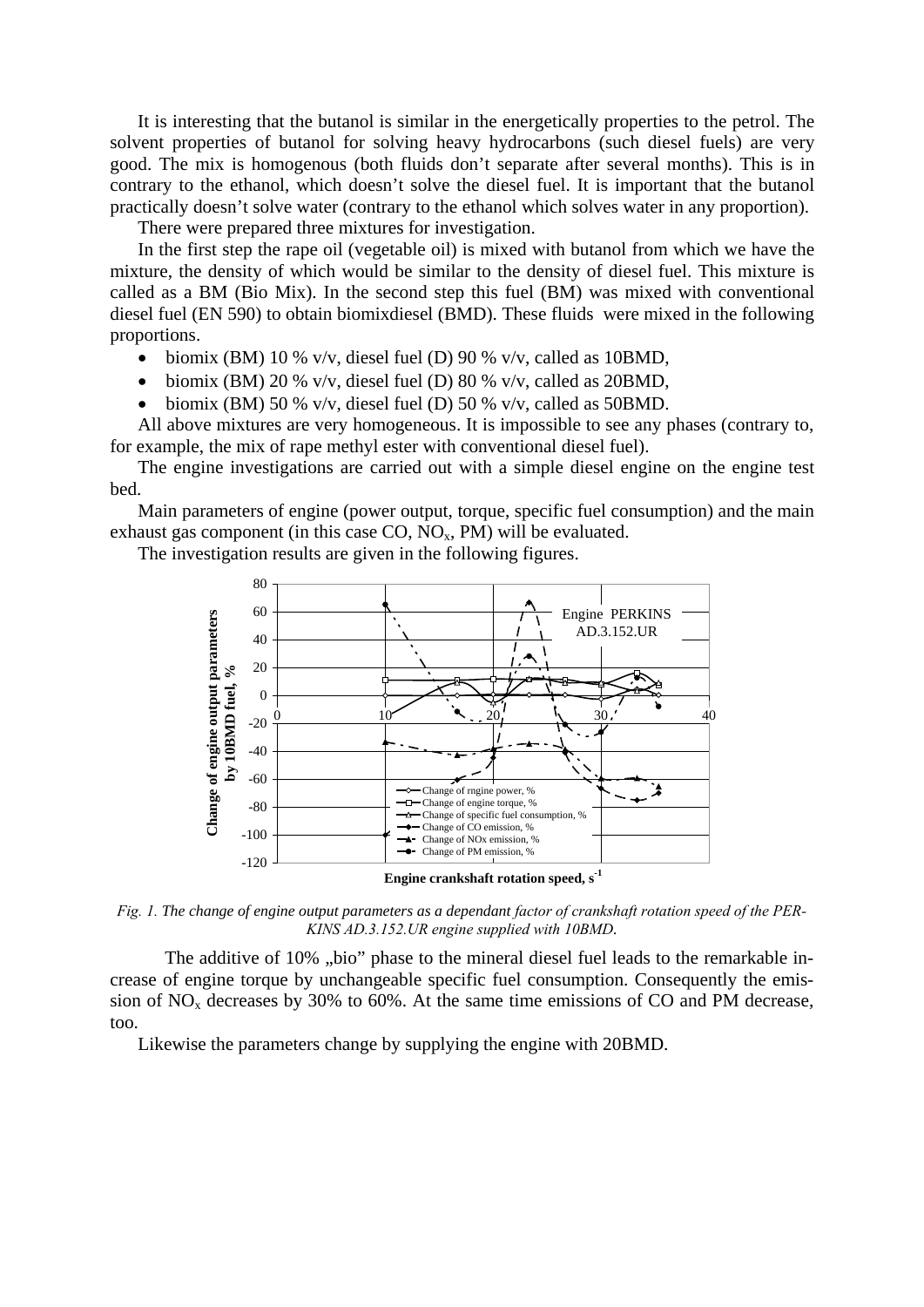It is interesting that the butanol is similar in the energetically properties to the petrol. The solvent properties of butanol for solving heavy hydrocarbons (such diesel fuels) are very good. The mix is homogenous (both fluids don't separate after several months). This is in contrary to the ethanol, which doesn't solve the diesel fuel. It is important that the butanol practically doesn't solve water (contrary to the ethanol which solves water in any proportion).

There were prepared three mixtures for investigation.

In the first step the rape oil (vegetable oil) is mixed with butanol from which we have the mixture, the density of which would be similar to the density of diesel fuel. This mixture is called as a BM (Bio Mix). In the second step this fuel (BM) was mixed with conventional diesel fuel (EN 590) to obtain biomixdiesel (BMD). These fluids were mixed in the following proportions.

- biomix (BM) 10 % v/v, diesel fuel (D) 90 % v/v, called as 10BMD,
- biomix (BM) 20 % v/v, diesel fuel (D) 80 % v/v, called as 20BMD,
- biomix (BM) 50 % v/v, diesel fuel (D) 50 % v/v, called as 50BMD.

All above mixtures are very homogeneous. It is impossible to see any phases (contrary to, for example, the mix of rape methyl ester with conventional diesel fuel).

The engine investigations are carried out with a simple diesel engine on the engine test bed.

Main parameters of engine (power output, torque, specific fuel consumption) and the main exhaust gas component (in this case CO, $NO_x$, PM) will be evaluated.

The investigation results are given in the following figures.

*Fig. 1. The change of engine output parameters as a dependant factor of crankshaft rotation speed of the PERKINS AD.3.152.UR engine supplied with 10BMD.*

The additive of 10% „bio" phase to the mineral diesel fuel leads to the remarkable increase of engine torque by unchangeable specific fuel consumption. Consequently the emission of $NO_x$ decreases by 30% to 60%. At the same time emissions of CO and PM decrease, too.

Likewise the parameters change by supplying the engine with 20BMD.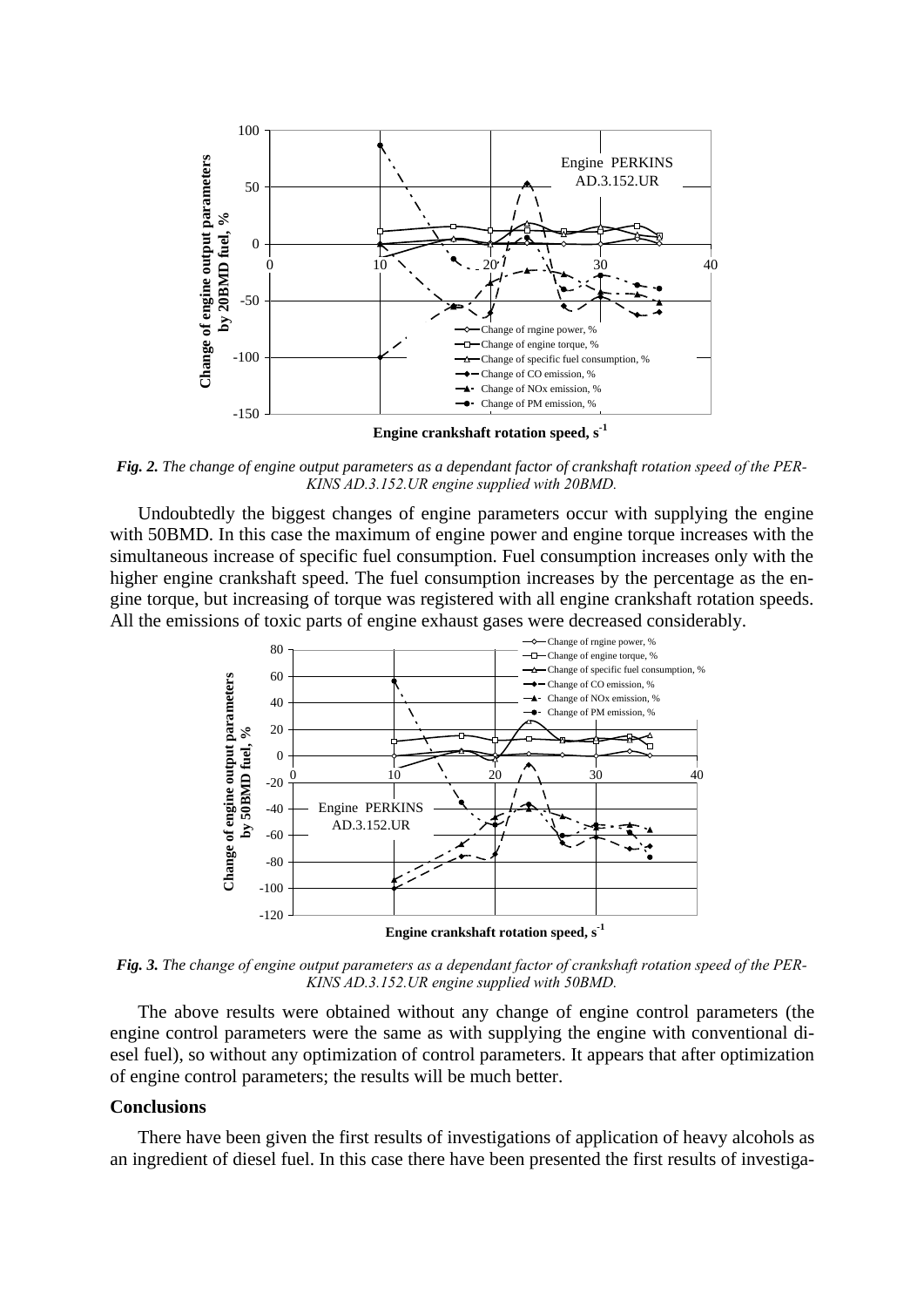*Fig. 2. The change of engine output parameters as a dependant factor of crankshaft rotation speed of the PERKINS AD.3.152.UR engine supplied with 20BMD.*

Undoubtedly the biggest changes of engine parameters occur with supplying the engine with 50BMD. In this case the maximum of engine power and engine torque increases with the simultaneous increase of specific fuel consumption. Fuel consumption increases only with the higher engine crankshaft speed. The fuel consumption increases by the percentage as the engine torque, but increasing of torque was registered with all engine crankshaft rotation speeds. All the emissions of toxic parts of engine exhaust gases were decreased considerably.

*Fig. 3. The change of engine output parameters as a dependant factor of crankshaft rotation speed of the PERKINS AD.3.152.UR engine supplied with 50BMD.*

The above results were obtained without any change of engine control parameters (the engine control parameters were the same as with supplying the engine with conventional diesel fuel), so without any optimization of control parameters. It appears that after optimization of engine control parameters; the results will be much better.

## Conclusions

There have been given the first results of investigations of application of heavy alcohols as an ingredient of diesel fuel. In this case there have been presented the first results of investiga-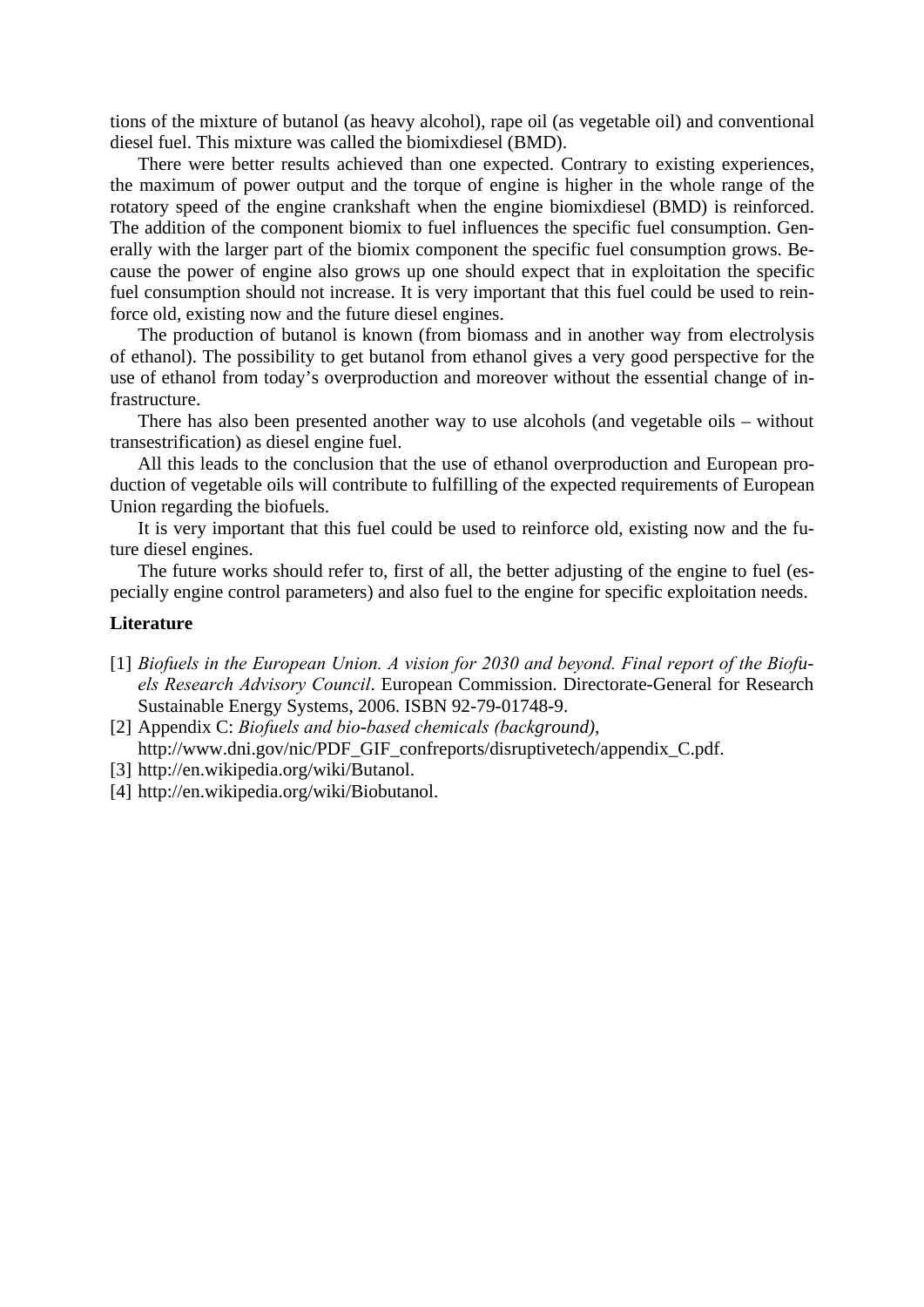tions of the mixture of butanol (as heavy alcohol), rape oil (as vegetable oil) and conventional diesel fuel. This mixture was called the biomixdiesel (BMD).

There were better results achieved than one expected. Contrary to existing experiences, the maximum of power output and the torque of engine is higher in the whole range of the rotatory speed of the engine crankshaft when the engine biomixdiesel (BMD) is reinforced. The addition of the component biomix to fuel influences the specific fuel consumption. Generally with the larger part of the biomix component the specific fuel consumption grows. Because the power of engine also grows up one should expect that in exploitation the specific fuel consumption should not increase. It is very important that this fuel could be used to reinforce old, existing now and the future diesel engines.

The production of butanol is known (from biomass and in another way from electrolysis of ethanol). The possibility to get butanol from ethanol gives a very good perspective for the use of ethanol from today's overproduction and moreover without the essential change of infrastructure.

There has also been presented another way to use alcohols (and vegetable oils – without transestrification) as diesel engine fuel.

All this leads to the conclusion that the use of ethanol overproduction and European production of vegetable oils will contribute to fulfilling of the expected requirements of European Union regarding the biofuels.

It is very important that this fuel could be used to reinforce old, existing now and the future diesel engines.

The future works should refer to, first of all, the better adjusting of the engine to fuel (especially engine control parameters) and also fuel to the engine for specific exploitation needs.

### Literature

[1] *Biofuels in the European Union. A vision for 2030 and beyond. Final report of the Biofuels Research Advisory Council*. European Commission. Directorate-General for Research Sustainable Energy Systems, 2006. ISBN 92-79-01748-9.

[2] Appendix C: *Biofuels and bio-based chemicals (background)*, http://www.dni.gov/nic/PDF_GIF_confreports/disruptivetech/appendix_C.pdf.

[3] http://en.wikipedia.org/wiki/Butanol.

[4] http://en.wikipedia.org/wiki/Biobutanol.